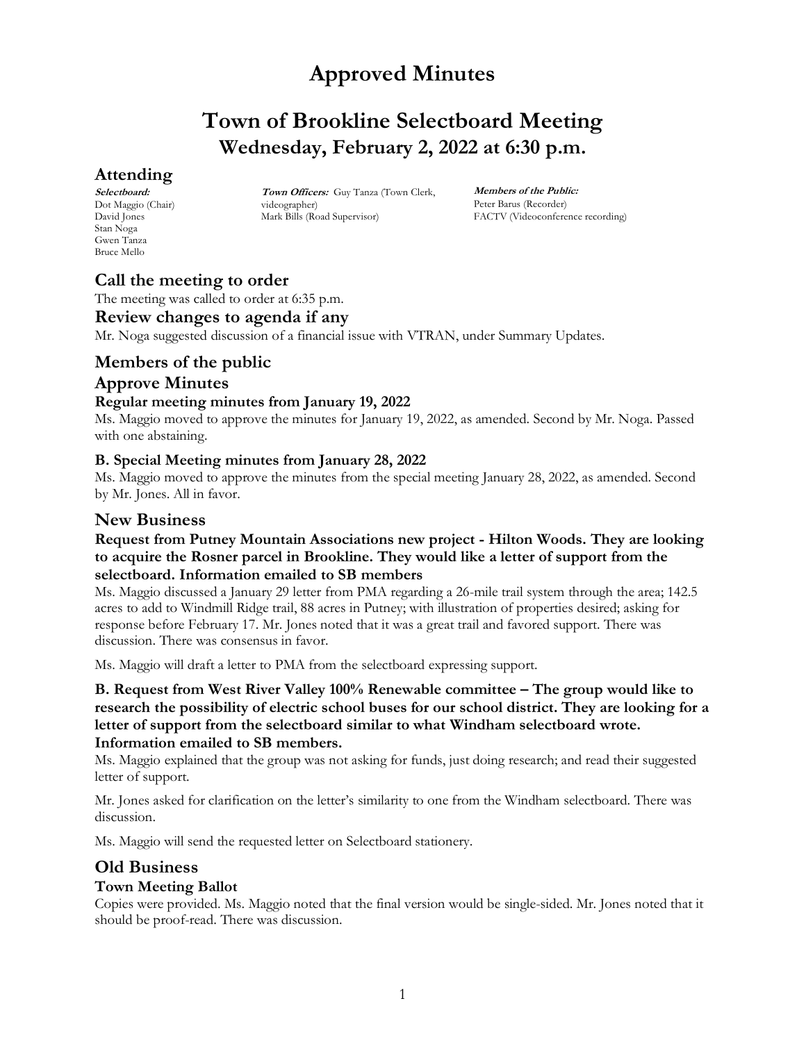# Approved Minutes

# Town of Brookline Selectboard Meeting
## Wednesday, February 2, 2022 at 6:30 p.m.

## Attending

**Selectboard:**
Dot Maggio (Chair)
David Jones
Stan Noga
Gwen Tanza
Bruce Mello

**Town Officers:** Guy Tanza (Town Clerk, videographer)
Mark Bills (Road Supervisor)

**Members of the Public:**
Peter Barus (Recorder)
FACTV (Videoconference recording)

## Call the meeting to order

The meeting was called to order at 6:35 p.m.

## Review changes to agenda if any

Mr. Noga suggested discussion of a financial issue with VTRAN, under Summary Updates.

## Members of the public

## Approve Minutes

### Regular meeting minutes from January 19, 2022

Ms. Maggio moved to approve the minutes for January 19, 2022, as amended. Second by Mr. Noga. Passed with one abstaining.

### B. Special Meeting minutes from January 28, 2022

Ms. Maggio moved to approve the minutes from the special meeting January 28, 2022, as amended. Second by Mr. Jones. All in favor.

## New Business

### Request from Putney Mountain Associations new project - Hilton Woods. They are looking to acquire the Rosner parcel in Brookline. They would like a letter of support from the selectboard. Information emailed to SB members

Ms. Maggio discussed a January 29 letter from PMA regarding a 26-mile trail system through the area; 142.5 acres to add to Windmill Ridge trail, 88 acres in Putney; with illustration of properties desired; asking for response before February 17. Mr. Jones noted that it was a great trail and favored support. There was discussion. There was consensus in favor.

Ms. Maggio will draft a letter to PMA from the selectboard expressing support.

### B. Request from West River Valley 100% Renewable committee – The group would like to research the possibility of electric school buses for our school district. They are looking for a letter of support from the selectboard similar to what Windham selectboard wrote. Information emailed to SB members.

Ms. Maggio explained that the group was not asking for funds, just doing research; and read their suggested letter of support.

Mr. Jones asked for clarification on the letter's similarity to one from the Windham selectboard. There was discussion.

Ms. Maggio will send the requested letter on Selectboard stationery.

## Old Business

### Town Meeting Ballot

Copies were provided. Ms. Maggio noted that the final version would be single-sided. Mr. Jones noted that it should be proof-read. There was discussion.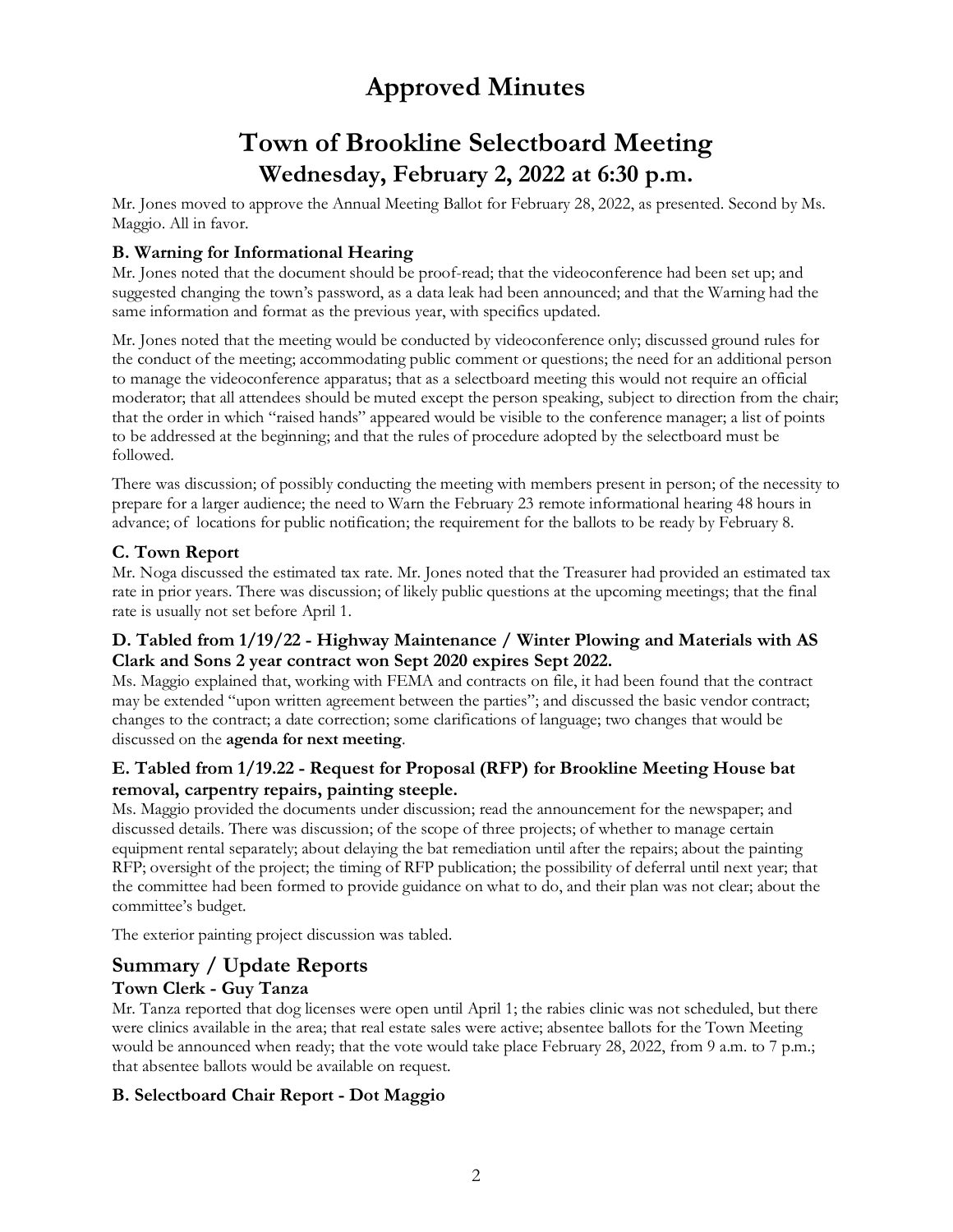# Approved Minutes

# Town of Brookline Selectboard Meeting

## Wednesday, February 2, 2022 at 6:30 p.m.

Mr. Jones moved to approve the Annual Meeting Ballot for February 28, 2022, as presented. Second by Ms. Maggio. All in favor.

### B. Warning for Informational Hearing

Mr. Jones noted that the document should be proof-read; that the videoconference had been set up; and suggested changing the town's password, as a data leak had been announced; and that the Warning had the same information and format as the previous year, with specifics updated.

Mr. Jones noted that the meeting would be conducted by videoconference only; discussed ground rules for the conduct of the meeting; accommodating public comment or questions; the need for an additional person to manage the videoconference apparatus; that as a selectboard meeting this would not require an official moderator; that all attendees should be muted except the person speaking, subject to direction from the chair; that the order in which "raised hands" appeared would be visible to the conference manager; a list of points to be addressed at the beginning; and that the rules of procedure adopted by the selectboard must be followed.

There was discussion; of possibly conducting the meeting with members present in person; of the necessity to prepare for a larger audience; the need to Warn the February 23 remote informational hearing 48 hours in advance; of locations for public notification; the requirement for the ballots to be ready by February 8.

### C. Town Report

Mr. Noga discussed the estimated tax rate. Mr. Jones noted that the Treasurer had provided an estimated tax rate in prior years. There was discussion; of likely public questions at the upcoming meetings; that the final rate is usually not set before April 1.

### D. Tabled from 1/19/22 - Highway Maintenance / Winter Plowing and Materials with AS Clark and Sons 2 year contract won Sept 2020 expires Sept 2022.

Ms. Maggio explained that, working with FEMA and contracts on file, it had been found that the contract may be extended "upon written agreement between the parties"; and discussed the basic vendor contract; changes to the contract; a date correction; some clarifications of language; two changes that would be discussed on the **agenda for next meeting**.

### E. Tabled from 1/19.22 - Request for Proposal (RFP) for Brookline Meeting House bat removal, carpentry repairs, painting steeple.

Ms. Maggio provided the documents under discussion; read the announcement for the newspaper; and discussed details. There was discussion; of the scope of three projects; of whether to manage certain equipment rental separately; about delaying the bat remediation until after the repairs; about the painting RFP; oversight of the project; the timing of RFP publication; the possibility of deferral until next year; that the committee had been formed to provide guidance on what to do, and their plan was not clear; about the committee's budget.

The exterior painting project discussion was tabled.

## Summary / Update Reports

### Town Clerk - Guy Tanza

Mr. Tanza reported that dog licenses were open until April 1; the rabies clinic was not scheduled, but there were clinics available in the area; that real estate sales were active; absentee ballots for the Town Meeting would be announced when ready; that the vote would take place February 28, 2022, from 9 a.m. to 7 p.m.; that absentee ballots would be available on request.

### B. Selectboard Chair Report - Dot Maggio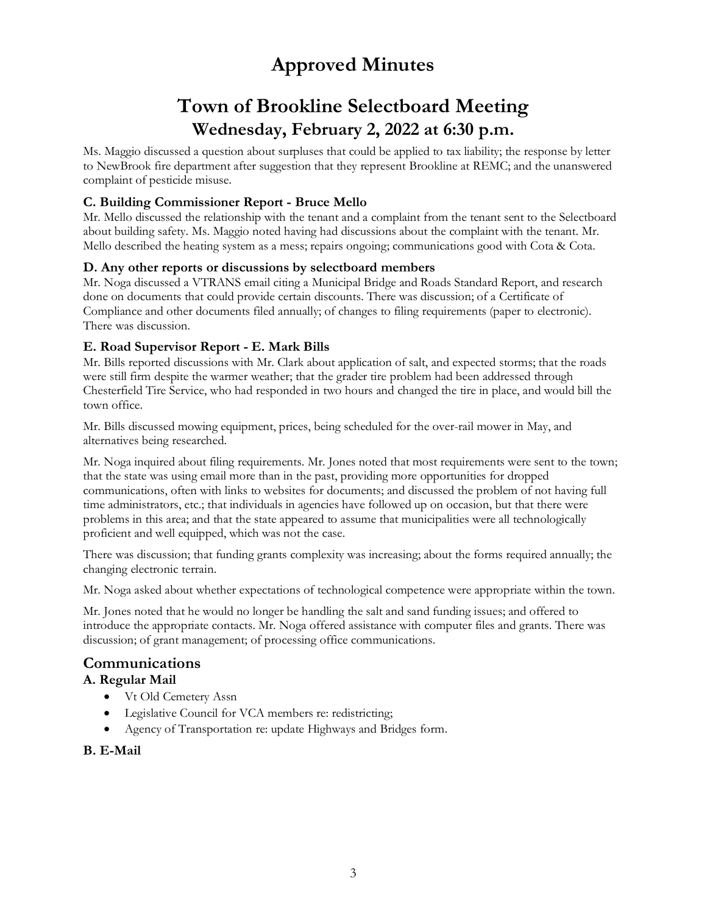// Approved Minutes

# Town of Brookline Selectboard Meeting

## Wednesday, February 2, 2022 at 6:30 p.m.

Ms. Maggio discussed a question about surpluses that could be applied to tax liability; the response by letter to NewBrook fire department after suggestion that they represent Brookline at REMC; and the unanswered complaint of pesticide misuse.

### C. Building Commissioner Report - Bruce Mello

Mr. Mello discussed the relationship with the tenant and a complaint from the tenant sent to the Selectboard about building safety. Ms. Maggio noted having had discussions about the complaint with the tenant. Mr. Mello described the heating system as a mess; repairs ongoing; communications good with Cota & Cota.

### D. Any other reports or discussions by selectboard members

Mr. Noga discussed a VTRANS email citing a Municipal Bridge and Roads Standard Report, and research done on documents that could provide certain discounts. There was discussion; of a Certificate of Compliance and other documents filed annually; of changes to filing requirements (paper to electronic). There was discussion.

### E. Road Supervisor Report - E. Mark Bills

Mr. Bills reported discussions with Mr. Clark about application of salt, and expected storms; that the roads were still firm despite the warmer weather; that the grader tire problem had been addressed through Chesterfield Tire Service, who had responded in two hours and changed the tire in place, and would bill the town office.

Mr. Bills discussed mowing equipment, prices, being scheduled for the over-rail mower in May, and alternatives being researched.

Mr. Noga inquired about filing requirements. Mr. Jones noted that most requirements were sent to the town; that the state was using email more than in the past, providing more opportunities for dropped communications, often with links to websites for documents; and discussed the problem of not having full time administrators, etc.; that individuals in agencies have followed up on occasion, but that there were problems in this area; and that the state appeared to assume that municipalities were all technologically proficient and well equipped, which was not the case.

There was discussion; that funding grants complexity was increasing; about the forms required annually; the changing electronic terrain.

Mr. Noga asked about whether expectations of technological competence were appropriate within the town.

Mr. Jones noted that he would no longer be handling the salt and sand funding issues; and offered to introduce the appropriate contacts. Mr. Noga offered assistance with computer files and grants. There was discussion; of grant management; of processing office communications.

## Communications

### A. Regular Mail

- Vt Old Cemetery Assn
- Legislative Council for VCA members re: redistricting;
- Agency of Transportation re: update Highways and Bridges form.

### B. E-Mail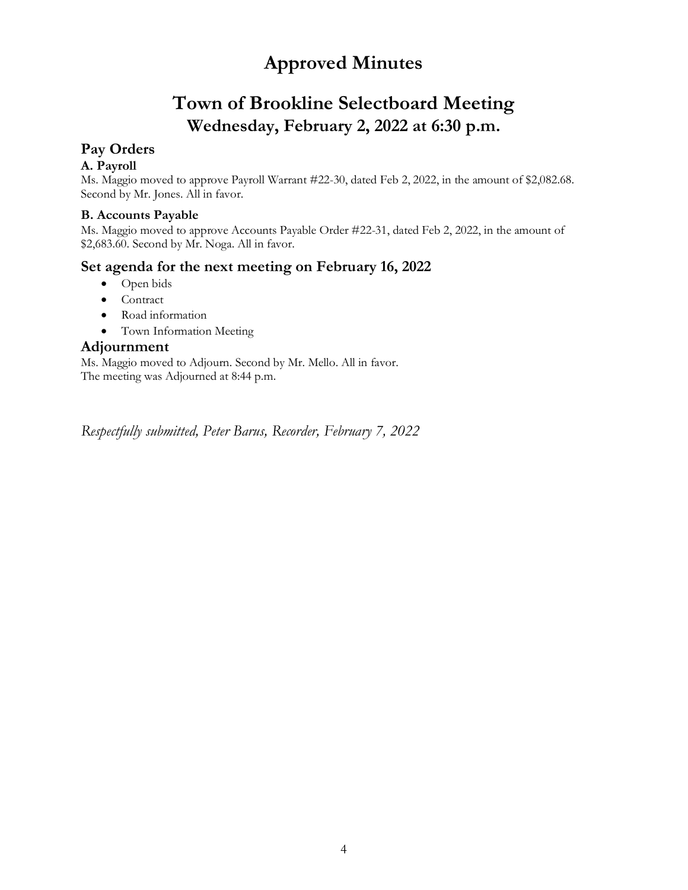# Approved Minutes

# Town of Brookline Selectboard Meeting

## Wednesday, February 2, 2022 at 6:30 p.m.

## Pay Orders

### A. Payroll

Ms. Maggio moved to approve Payroll Warrant #22-30, dated Feb 2, 2022, in the amount of $2,082.68. Second by Mr. Jones. All in favor.

### B. Accounts Payable

Ms. Maggio moved to approve Accounts Payable Order #22-31, dated Feb 2, 2022, in the amount of $2,683.60. Second by Mr. Noga. All in favor.

## Set agenda for the next meeting on February 16, 2022

- Open bids
- Contract
- Road information
- Town Information Meeting

## Adjournment

Ms. Maggio moved to Adjourn. Second by Mr. Mello. All in favor.
The meeting was Adjourned at 8:44 p.m.

*Respectfully submitted, Peter Barus, Recorder, February 7, 2022*